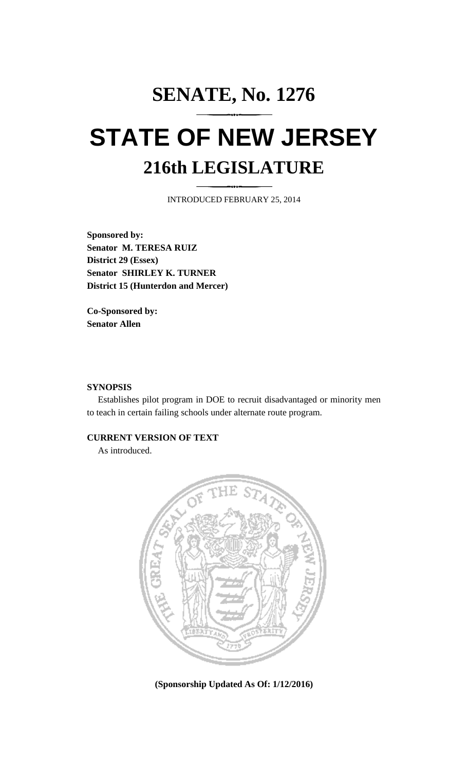# SENATE, No. 1276

# STATE OF NEW JERSEY

## 216th LEGISLATURE

INTRODUCED FEBRUARY 25, 2014

**Sponsored by:**
**Senator M. TERESA RUIZ**
**District 29 (Essex)**
**Senator SHIRLEY K. TURNER**
**District 15 (Hunterdon and Mercer)**

**Co-Sponsored by:**
**Senator Allen**

**SYNOPSIS**

Establishes pilot program in DOE to recruit disadvantaged or minority men to teach in certain failing schools under alternate route program.

**CURRENT VERSION OF TEXT**

As introduced.

**(Sponsorship Updated As Of: 1/12/2016)**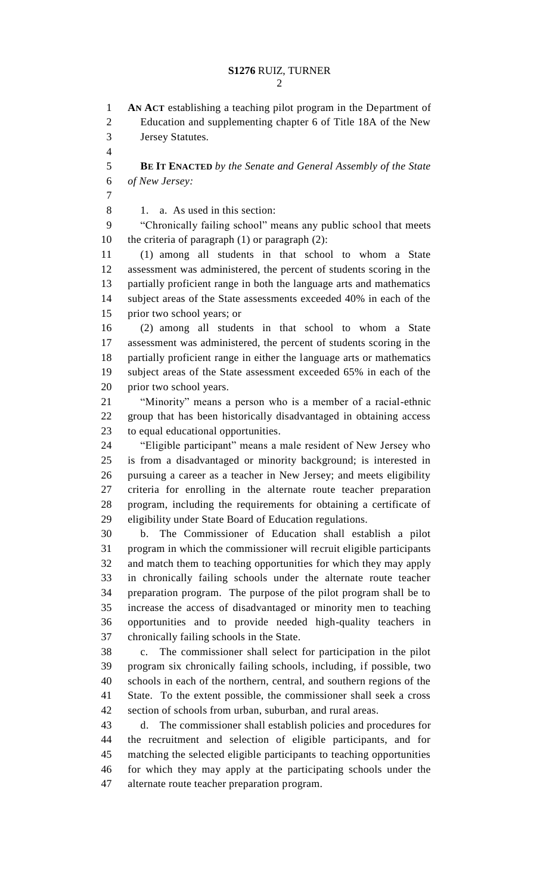**AN ACT** establishing a teaching pilot program in the Department of Education and supplementing chapter 6 of Title 18A of the New Jersey Statutes.

**BE IT ENACTED** *by the Senate and General Assembly of the State of New Jersey:*

1. a. As used in this section:

"Chronically failing school" means any public school that meets the criteria of paragraph (1) or paragraph (2):

(1) among all students in that school to whom a State assessment was administered, the percent of students scoring in the partially proficient range in both the language arts and mathematics subject areas of the State assessments exceeded 40% in each of the prior two school years; or

(2) among all students in that school to whom a State assessment was administered, the percent of students scoring in the partially proficient range in either the language arts or mathematics subject areas of the State assessment exceeded 65% in each of the prior two school years.

"Minority" means a person who is a member of a racial-ethnic group that has been historically disadvantaged in obtaining access to equal educational opportunities.

"Eligible participant" means a male resident of New Jersey who is from a disadvantaged or minority background; is interested in pursuing a career as a teacher in New Jersey; and meets eligibility criteria for enrolling in the alternate route teacher preparation program, including the requirements for obtaining a certificate of eligibility under State Board of Education regulations.

b. The Commissioner of Education shall establish a pilot program in which the commissioner will recruit eligible participants and match them to teaching opportunities for which they may apply in chronically failing schools under the alternate route teacher preparation program. The purpose of the pilot program shall be to increase the access of disadvantaged or minority men to teaching opportunities and to provide needed high-quality teachers in chronically failing schools in the State.

c. The commissioner shall select for participation in the pilot program six chronically failing schools, including, if possible, two schools in each of the northern, central, and southern regions of the State. To the extent possible, the commissioner shall seek a cross section of schools from urban, suburban, and rural areas.

d. The commissioner shall establish policies and procedures for the recruitment and selection of eligible participants, and for matching the selected eligible participants to teaching opportunities for which they may apply at the participating schools under the alternate route teacher preparation program.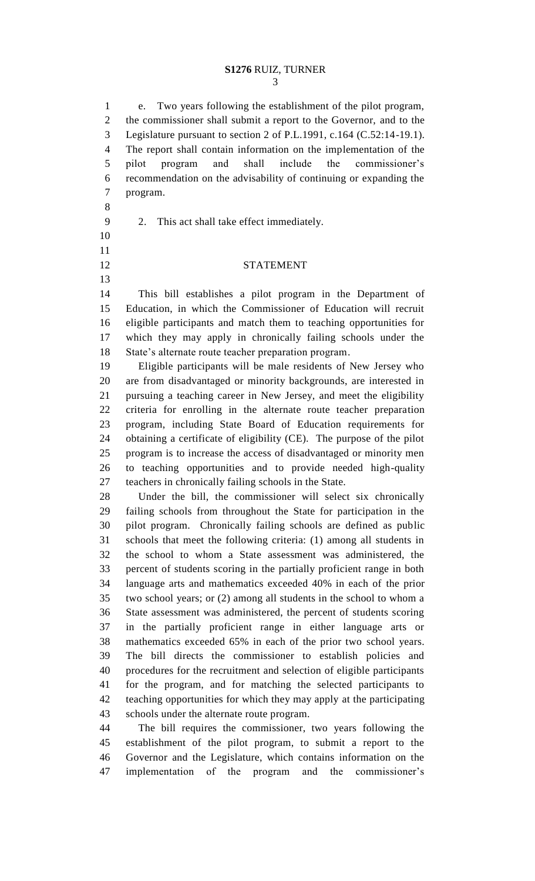e. Two years following the establishment of the pilot program, the commissioner shall submit a report to the Governor, and to the Legislature pursuant to section 2 of P.L.1991, c.164 (C.52:14-19.1). The report shall contain information on the implementation of the pilot program and shall include the commissioner's recommendation on the advisability of continuing or expanding the program.

2. This act shall take effect immediately.

## STATEMENT

This bill establishes a pilot program in the Department of Education, in which the Commissioner of Education will recruit eligible participants and match them to teaching opportunities for which they may apply in chronically failing schools under the State's alternate route teacher preparation program.

Eligible participants will be male residents of New Jersey who are from disadvantaged or minority backgrounds, are interested in pursuing a teaching career in New Jersey, and meet the eligibility criteria for enrolling in the alternate route teacher preparation program, including State Board of Education requirements for obtaining a certificate of eligibility (CE). The purpose of the pilot program is to increase the access of disadvantaged or minority men to teaching opportunities and to provide needed high-quality teachers in chronically failing schools in the State.

Under the bill, the commissioner will select six chronically failing schools from throughout the State for participation in the pilot program. Chronically failing schools are defined as public schools that meet the following criteria: (1) among all students in the school to whom a State assessment was administered, the percent of students scoring in the partially proficient range in both language arts and mathematics exceeded 40% in each of the prior two school years; or (2) among all students in the school to whom a State assessment was administered, the percent of students scoring in the partially proficient range in either language arts or mathematics exceeded 65% in each of the prior two school years. The bill directs the commissioner to establish policies and procedures for the recruitment and selection of eligible participants for the program, and for matching the selected participants to teaching opportunities for which they may apply at the participating schools under the alternate route program.

The bill requires the commissioner, two years following the establishment of the pilot program, to submit a report to the Governor and the Legislature, which contains information on the implementation of the program and the commissioner's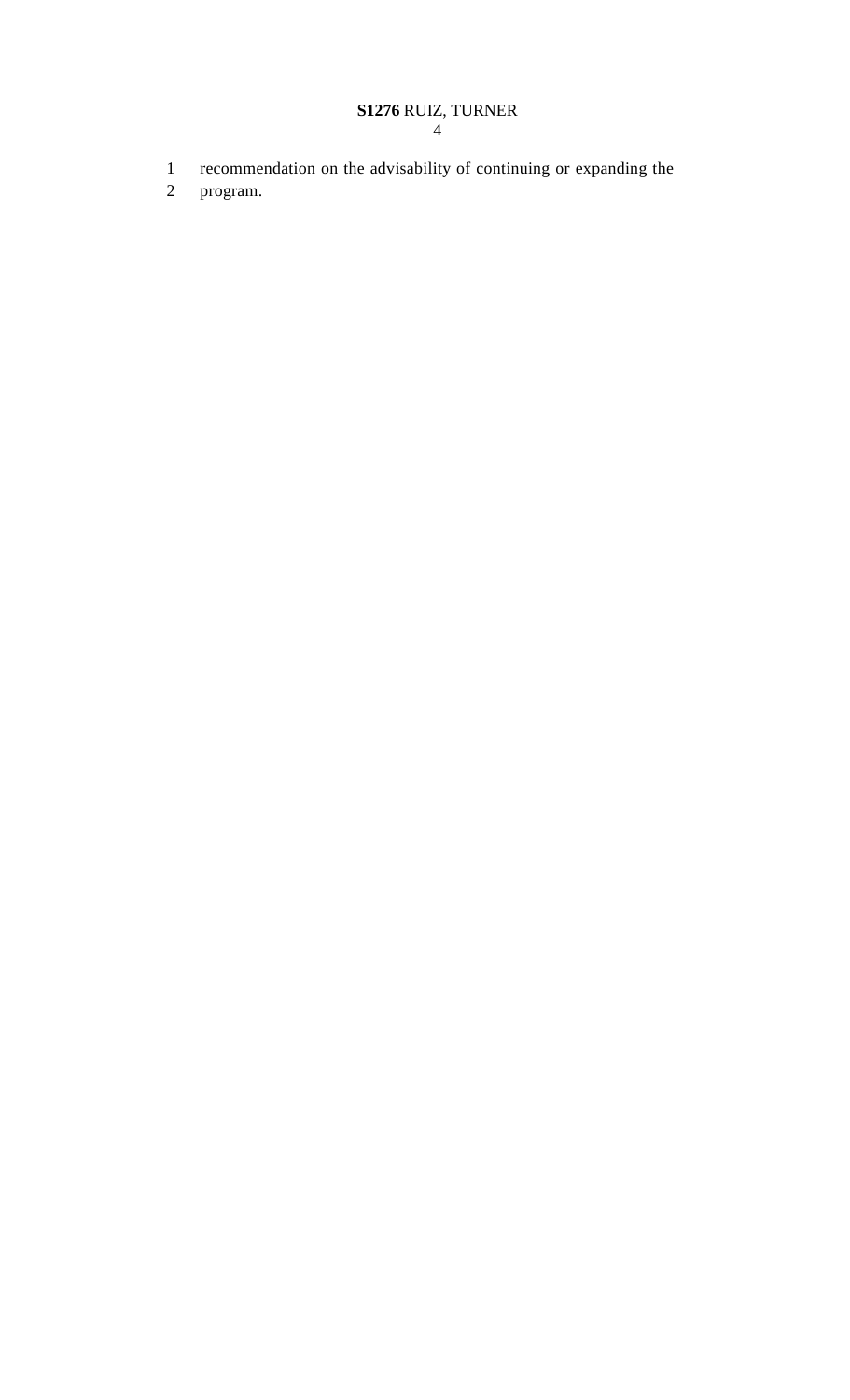recommendation on the advisability of continuing or expanding the program.